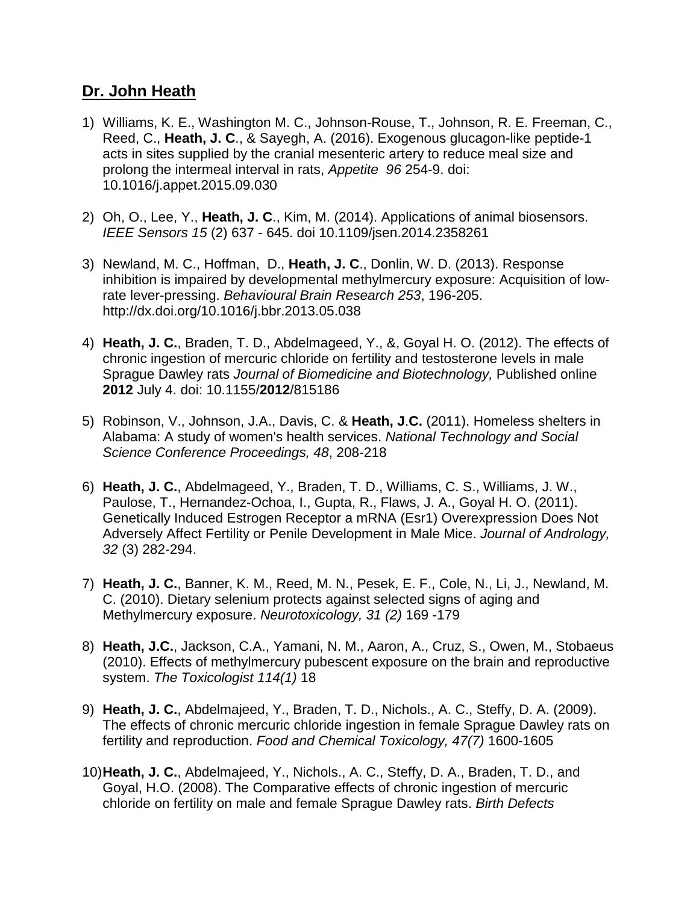## Dr. John Heath

1) Williams, K. E., Washington M. C., Johnson-Rouse, T., Johnson, R. E. Freeman, C., Reed, C., **Heath, J. C**., & Sayegh, A. (2016). Exogenous glucagon-like peptide-1 acts in sites supplied by the cranial mesenteric artery to reduce meal size and prolong the intermeal interval in rats, *Appetite 96* 254-9. doi: 10.1016/j.appet.2015.09.030

2) Oh, O., Lee, Y., **Heath, J. C**., Kim, M. (2014). Applications of animal biosensors. *IEEE Sensors 15* (2) 637 - 645. doi 10.1109/jsen.2014.2358261

3) Newland, M. C., Hoffman, D., **Heath, J. C**., Donlin, W. D. (2013). Response inhibition is impaired by developmental methylmercury exposure: Acquisition of low-rate lever-pressing. *Behavioural Brain Research 253*, 196-205. http://dx.doi.org/10.1016/j.bbr.2013.05.038

4) **Heath, J. C.**, Braden, T. D., Abdelmageed, Y., &, Goyal H. O. (2012). The effects of chronic ingestion of mercuric chloride on fertility and testosterone levels in male Sprague Dawley rats *Journal of Biomedicine and Biotechnology,* Published online **2012** July 4. doi: 10.1155/**2012**/815186

5) Robinson, V., Johnson, J.A., Davis, C. & **Heath, J**.**C.** (2011). Homeless shelters in Alabama: A study of women's health services. *National Technology and Social Science Conference Proceedings, 48*, 208-218

6) **Heath, J. C.**, Abdelmageed, Y., Braden, T. D., Williams, C. S., Williams, J. W., Paulose, T., Hernandez-Ochoa, I., Gupta, R., Flaws, J. A., Goyal H. O. (2011). Genetically Induced Estrogen Receptor a mRNA (Esr1) Overexpression Does Not Adversely Affect Fertility or Penile Development in Male Mice. *Journal of Andrology, 32* (3) 282-294.

7) **Heath, J. C.**, Banner, K. M., Reed, M. N., Pesek, E. F., Cole, N., Li, J., Newland, M. C. (2010). Dietary selenium protects against selected signs of aging and Methylmercury exposure. *Neurotoxicology, 31 (2)* 169 -179

8) **Heath, J.C.**, Jackson, C.A., Yamani, N. M., Aaron, A., Cruz, S., Owen, M., Stobaeus (2010). Effects of methylmercury pubescent exposure on the brain and reproductive system. *The Toxicologist 114(1)* 18

9) **Heath, J. C.**, Abdelmajeed, Y., Braden, T. D., Nichols., A. C., Steffy, D. A. (2009). The effects of chronic mercuric chloride ingestion in female Sprague Dawley rats on fertility and reproduction. *Food and Chemical Toxicology, 47(7)* 1600-1605

10) **Heath, J. C.**, Abdelmajeed, Y., Nichols., A. C., Steffy, D. A., Braden, T. D., and Goyal, H.O. (2008). The Comparative effects of chronic ingestion of mercuric chloride on fertility on male and female Sprague Dawley rats. *Birth Defects*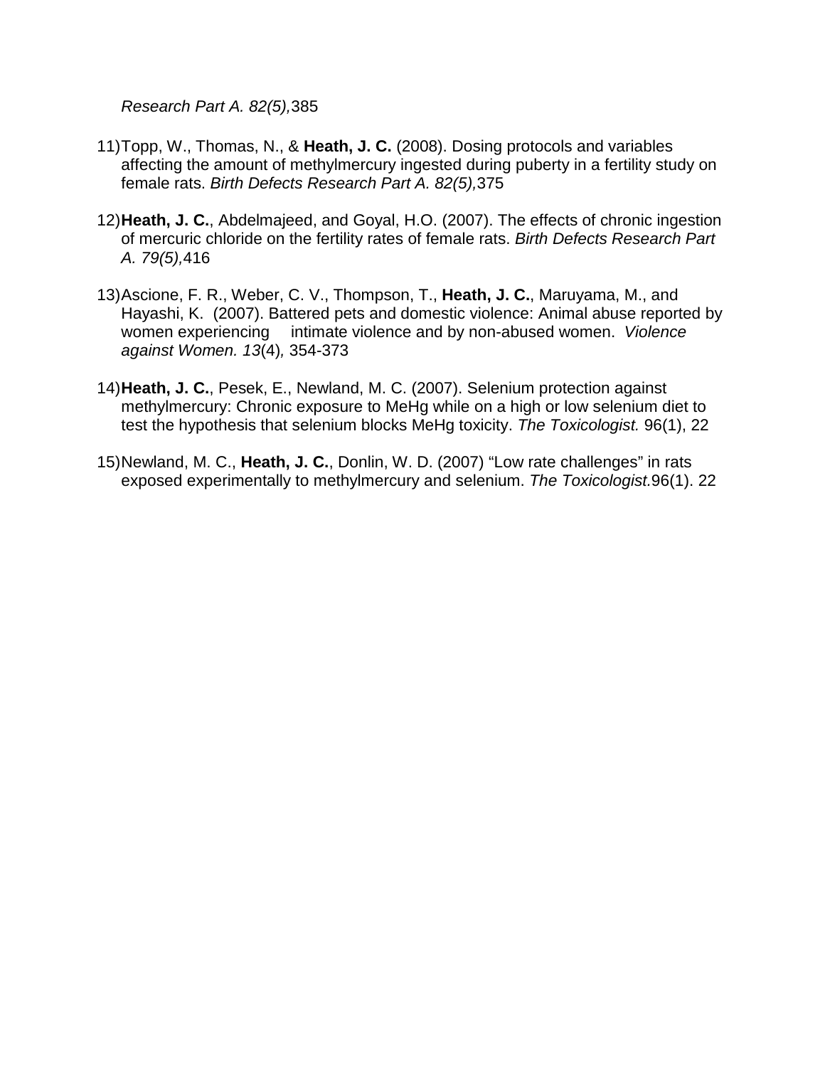*Research Part A. 82(5),*385

11) Topp, W., Thomas, N., & **Heath, J. C.** (2008). Dosing protocols and variables affecting the amount of methylmercury ingested during puberty in a fertility study on female rats. *Birth Defects Research Part A. 82(5),*375

12) **Heath, J. C.**, Abdelmajeed, and Goyal, H.O. (2007). The effects of chronic ingestion of mercuric chloride on the fertility rates of female rats. *Birth Defects Research Part A. 79(5),*416

13) Ascione, F. R., Weber, C. V., Thompson, T., **Heath, J. C.**, Maruyama, M., and Hayashi, K. (2007). Battered pets and domestic violence: Animal abuse reported by women experiencing intimate violence and by non-abused women. *Violence against Women. 13*(4)*,* 354-373

14) **Heath, J. C.**, Pesek, E., Newland, M. C. (2007). Selenium protection against methylmercury: Chronic exposure to MeHg while on a high or low selenium diet to test the hypothesis that selenium blocks MeHg toxicity. *The Toxicologist.* 96(1), 22

15) Newland, M. C., **Heath, J. C.**, Donlin, W. D. (2007) "Low rate challenges" in rats exposed experimentally to methylmercury and selenium. *The Toxicologist.*96(1). 22